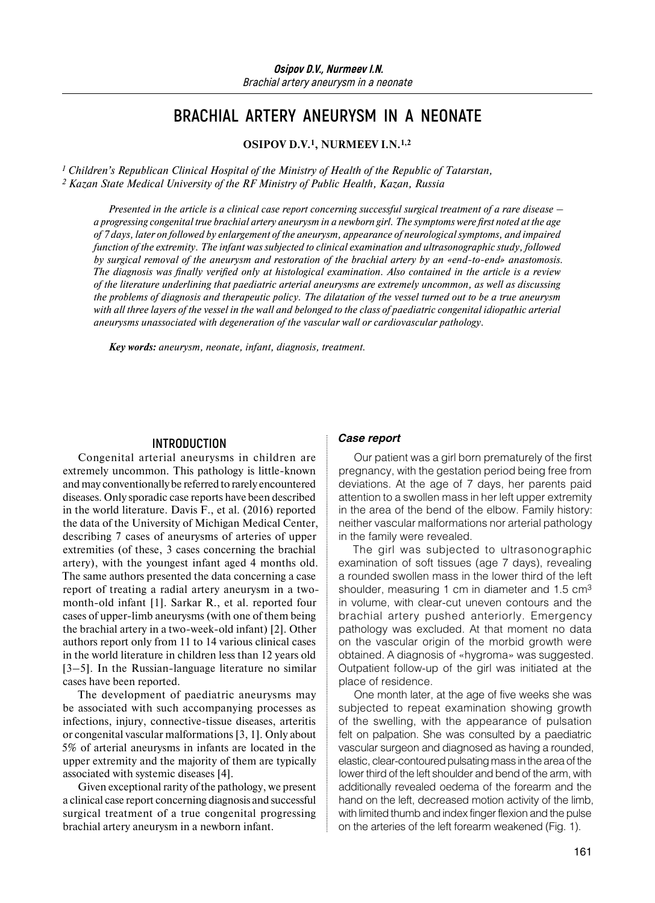# BRACHIAL ARTERY ANEURYSM IN A NEONATE

**OSIPOV D.V.[1], NURMEEV I.N.[1,2]**

*[1] Children's Republican Clinical Hospital of the Ministry of Health of the Republic of Tatarstan,*
*[2] Kazan State Medical University of the RF Ministry of Public Health, Kazan, Russia*

*Presented in the article is a clinical case report concerning successful surgical treatment of a rare disease – a progressing congenital true brachial artery aneurysm in a newborn girl. The symptoms were first noted at the age of 7 days, later on followed by enlargement of the aneurysm, appearance of neurological symptoms, and impaired function of the extremity. The infant was subjected to clinical examination and ultrasonographic study, followed by surgical removal of the aneurysm and restoration of the brachial artery by an «end-to-end» anastomosis. The diagnosis was finally verified only at histological examination. Also contained in the article is a review of the literature underlining that paediatric arterial aneurysms are extremely uncommon, as well as discussing the problems of diagnosis and therapeutic policy. The dilatation of the vessel turned out to be a true aneurysm with all three layers of the vessel in the wall and belonged to the class of paediatric congenital idiopathic arterial aneurysms unassociated with degeneration of the vascular wall or cardiovascular pathology.*

***Key words:*** *aneurysm, neonate, infant, diagnosis, treatment.*

## INTRODUCTION

Congenital arterial aneurysms in children are extremely uncommon. This pathology is little-known and may conventionally be referred to rarely encountered diseases. Only sporadic case reports have been described in the world literature. Davis F., et al. (2016) reported the data of the University of Michigan Medical Center, describing 7 cases of aneurysms of arteries of upper extremities (of these, 3 cases concerning the brachial artery), with the youngest infant aged 4 months old. The same authors presented the data concerning a case report of treating a radial artery aneurysm in a two-month-old infant [1]. Sarkar R., et al. reported four cases of upper-limb aneurysms (with one of them being the brachial artery in a two-week-old infant) [2]. Other authors report only from 11 to 14 various clinical cases in the world literature in children less than 12 years old [3–5]. In the Russian-language literature no similar cases have been reported.

The development of paediatric aneurysms may be associated with such accompanying processes as infections, injury, connective-tissue diseases, arteritis or congenital vascular malformations [3, 1]. Only about 5% of arterial aneurysms in infants are located in the upper extremity and the majority of them are typically associated with systemic diseases [4].

Given exceptional rarity of the pathology, we present a clinical case report concerning diagnosis and successful surgical treatment of a true congenital progressing brachial artery aneurysm in a newborn infant.

### *Case report*

Our patient was a girl born prematurely of the first pregnancy, with the gestation period being free from deviations. At the age of 7 days, her parents paid attention to a swollen mass in her left upper extremity in the area of the bend of the elbow. Family history: neither vascular malformations nor arterial pathology in the family were revealed.

The girl was subjected to ultrasonographic examination of soft tissues (age 7 days), revealing a rounded swollen mass in the lower third of the left shoulder, measuring 1 cm in diameter and 1.5 cm$^3$ in volume, with clear-cut uneven contours and the brachial artery pushed anteriorly. Emergency pathology was excluded. At that moment no data on the vascular origin of the morbid growth were obtained. A diagnosis of «hygroma» was suggested. Outpatient follow-up of the girl was initiated at the place of residence.

One month later, at the age of five weeks she was subjected to repeat examination showing growth of the swelling, with the appearance of pulsation felt on palpation. She was consulted by a paediatric vascular surgeon and diagnosed as having a rounded, elastic, clear-contoured pulsating mass in the area of the lower third of the left shoulder and bend of the arm, with additionally revealed oedema of the forearm and the hand on the left, decreased motion activity of the limb, with limited thumb and index finger flexion and the pulse on the arteries of the left forearm weakened (Fig. 1).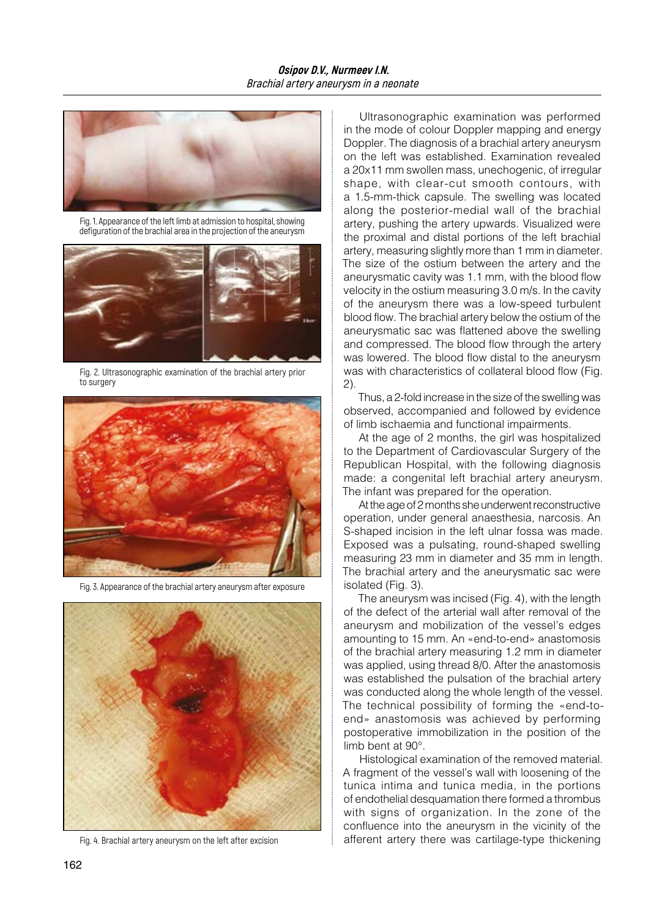Fig. 1. Appearance of the left limb at admission to hospital, showing defiguration of the brachial area in the projection of the aneurysm

Fig. 2. Ultrasonographic examination of the brachial artery prior to surgery

Fig. 3. Appearance of the brachial artery aneurysm after exposure

Fig. 4. Brachial artery aneurysm on the left after excision

Ultrasonographic examination was performed in the mode of colour Doppler mapping and energy Doppler. The diagnosis of a brachial artery aneurysm on the left was established. Examination revealed a 20x11 mm swollen mass, unechogenic, of irregular shape, with clear-cut smooth contours, with a 1.5-mm-thick capsule. The swelling was located along the posterior-medial wall of the brachial artery, pushing the artery upwards. Visualized were the proximal and distal portions of the left brachial artery, measuring slightly more than 1 mm in diameter. The size of the ostium between the artery and the aneurysmatic cavity was 1.1 mm, with the blood flow velocity in the ostium measuring 3.0 m/s. In the cavity of the aneurysm there was a low-speed turbulent blood flow. The brachial artery below the ostium of the aneurysmatic sac was flattened above the swelling and compressed. The blood flow through the artery was lowered. The blood flow distal to the aneurysm was with characteristics of collateral blood flow (Fig. 2).

Thus, a 2-fold increase in the size of the swelling was observed, accompanied and followed by evidence of limb ischaemia and functional impairments.

At the age of 2 months, the girl was hospitalized to the Department of Cardiovascular Surgery of the Republican Hospital, with the following diagnosis made: a congenital left brachial artery aneurysm. The infant was prepared for the operation.

At the age of 2 months she underwent reconstructive operation, under general anaesthesia, narcosis. An S-shaped incision in the left ulnar fossa was made. Exposed was a pulsating, round-shaped swelling measuring 23 mm in diameter and 35 mm in length. The brachial artery and the aneurysmatic sac were isolated (Fig. 3).

The aneurysm was incised (Fig. 4), with the length of the defect of the arterial wall after removal of the aneurysm and mobilization of the vessel's edges amounting to 15 mm. An «end-to-end» anastomosis of the brachial artery measuring 1.2 mm in diameter was applied, using thread 8/0. After the anastomosis was established the pulsation of the brachial artery was conducted along the whole length of the vessel. The technical possibility of forming the «end-to-end» anastomosis was achieved by performing postoperative immobilization in the position of the limb bent at 90°.

Histological examination of the removed material. A fragment of the vessel's wall with loosening of the tunica intima and tunica media, in the portions of endothelial desquamation there formed a thrombus with signs of organization. In the zone of the confluence into the aneurysm in the vicinity of the afferent artery there was cartilage-type thickening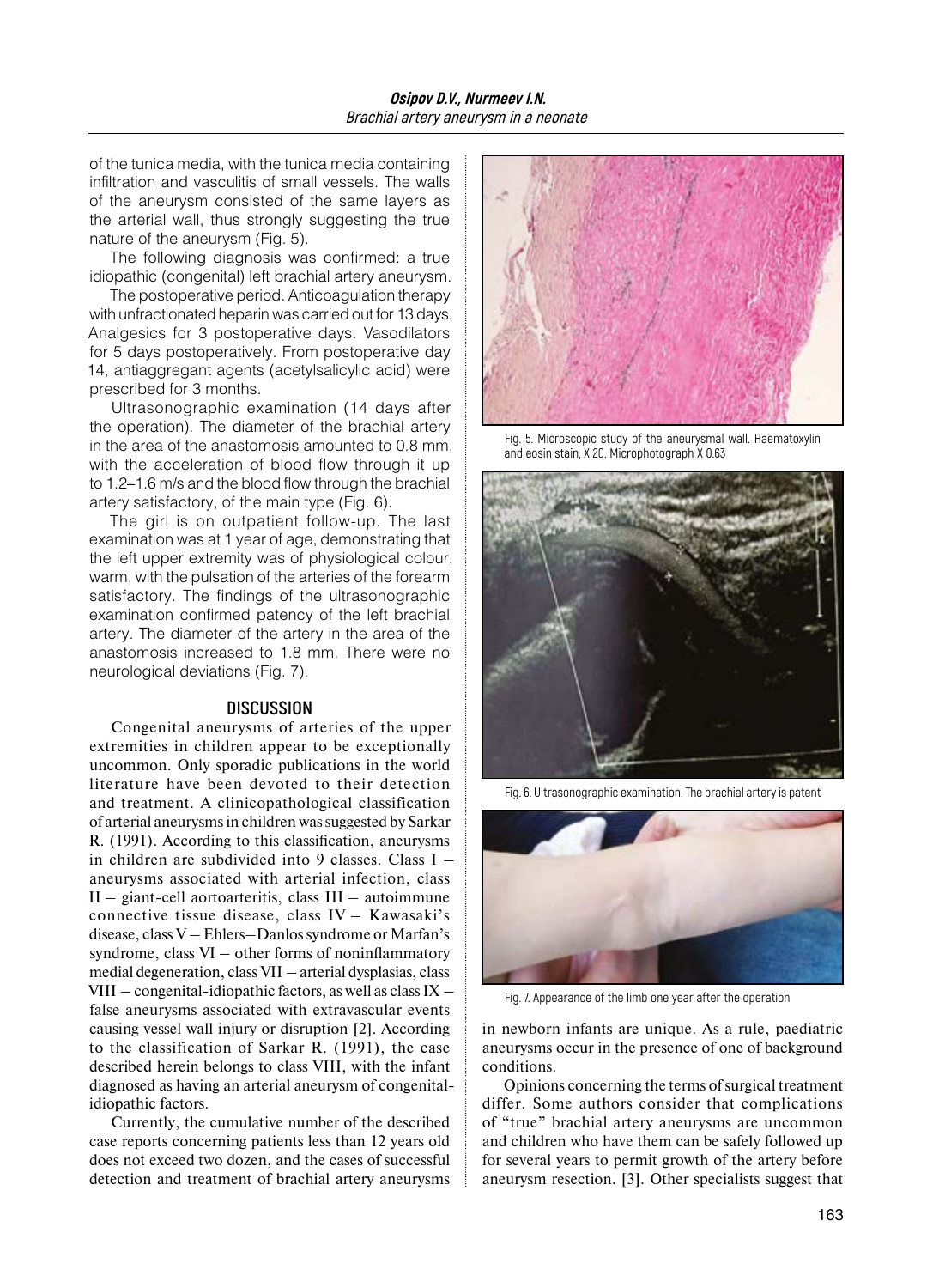of the tunica media, with the tunica media containing infiltration and vasculitis of small vessels. The walls of the aneurysm consisted of the same layers as the arterial wall, thus strongly suggesting the true nature of the aneurysm (Fig. 5).

The following diagnosis was confirmed: a true idiopathic (congenital) left brachial artery aneurysm.

The postoperative period. Anticoagulation therapy with unfractionated heparin was carried out for 13 days. Analgesics for 3 postoperative days. Vasodilators for 5 days postoperatively. From postoperative day 14, antiaggregant agents (acetylsalicylic acid) were prescribed for 3 months.

Ultrasonographic examination (14 days after the operation). The diameter of the brachial artery in the area of the anastomosis amounted to 0.8 mm, with the acceleration of blood flow through it up to 1.2–1.6 m/s and the blood flow through the brachial artery satisfactory, of the main type (Fig. 6).

The girl is on outpatient follow-up. The last examination was at 1 year of age, demonstrating that the left upper extremity was of physiological colour, warm, with the pulsation of the arteries of the forearm satisfactory. The findings of the ultrasonographic examination confirmed patency of the left brachial artery. The diameter of the artery in the area of the anastomosis increased to 1.8 mm. There were no neurological deviations (Fig. 7).

## DISCUSSION

Congenital aneurysms of arteries of the upper extremities in children appear to be exceptionally uncommon. Only sporadic publications in the world literature have been devoted to their detection and treatment. A clinicopathological classification of arterial aneurysms in children was suggested by Sarkar R. (1991). According to this classification, aneurysms in children are subdivided into 9 classes. Class I – aneurysms associated with arterial infection, class II – giant-cell aortoarteritis, class III – autoimmune connective tissue disease, class IV – Kawasaki's disease, class V – Ehlers–Danlos syndrome or Marfan's syndrome, class VI – other forms of noninflammatory medial degeneration, class VII – arterial dysplasias, class VIII – congenital-idiopathic factors, as well as class IX – false aneurysms associated with extravascular events causing vessel wall injury or disruption [2]. According to the classification of Sarkar R. (1991), the case described herein belongs to class VIII, with the infant diagnosed as having an arterial aneurysm of congenital-idiopathic factors.

Currently, the cumulative number of the described case reports concerning patients less than 12 years old does not exceed two dozen, and the cases of successful detection and treatment of brachial artery aneurysms in newborn infants are unique. As a rule, paediatric aneurysms occur in the presence of one of background conditions.

Opinions concerning the terms of surgical treatment differ. Some authors consider that complications of "true" brachial artery aneurysms are uncommon and children who have them can be safely followed up for several years to permit growth of the artery before aneurysm resection. [3]. Other specialists suggest that

Fig. 5. Microscopic study of the aneurysmal wall. Haematoxylin and eosin stain, X 20. Microphotograph X 0.63

Fig. 6. Ultrasonographic examination. The brachial artery is patent

Fig. 7. Appearance of the limb one year after the operation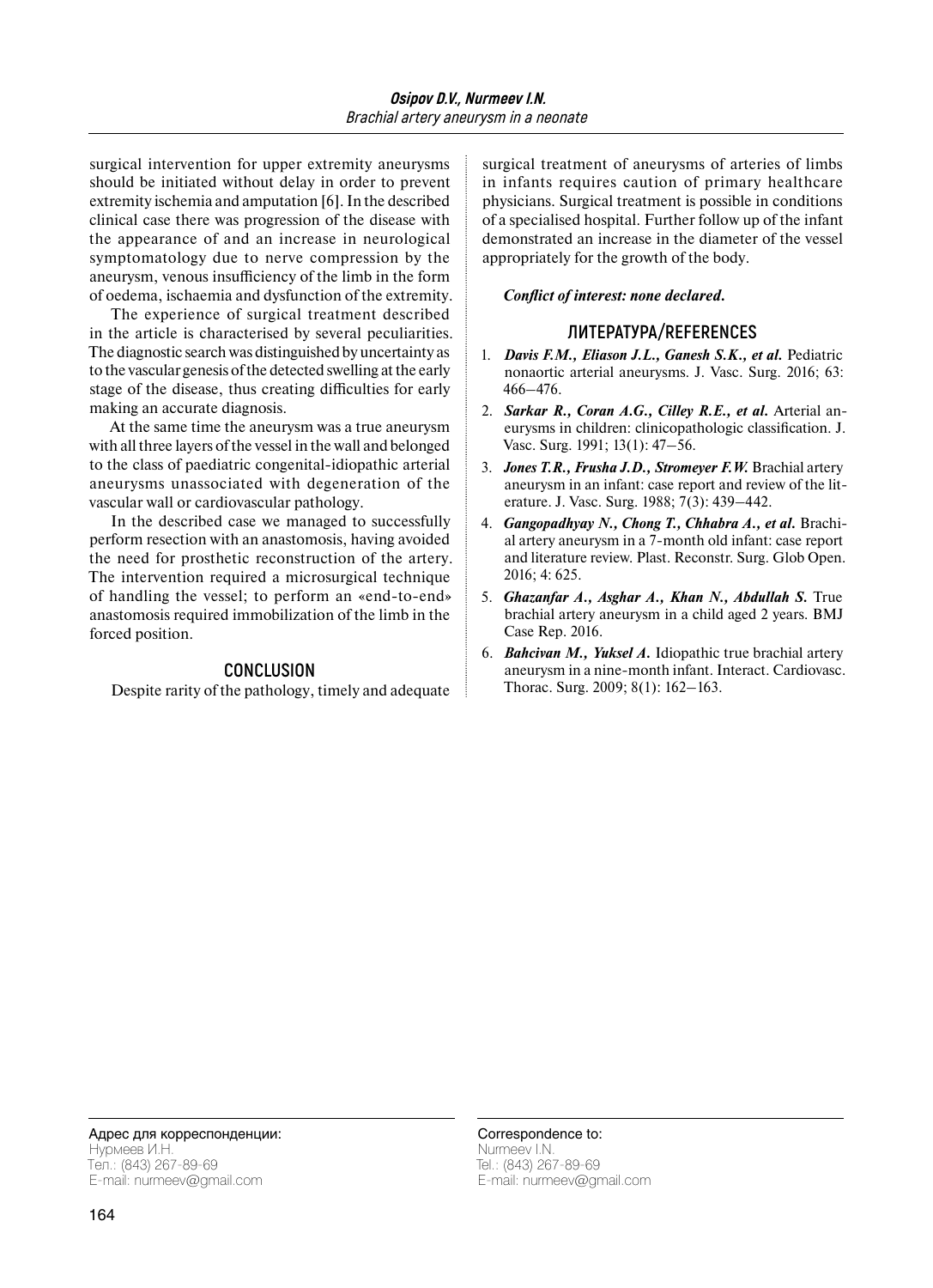surgical intervention for upper extremity aneurysms should be initiated without delay in order to prevent extremity ischemia and amputation [6]. In the described clinical case there was progression of the disease with the appearance of and an increase in neurological symptomatology due to nerve compression by the aneurysm, venous insufficiency of the limb in the form of oedema, ischaemia and dysfunction of the extremity.

The experience of surgical treatment described in the article is characterised by several peculiarities. The diagnostic search was distinguished by uncertainty as to the vascular genesis of the detected swelling at the early stage of the disease, thus creating difficulties for early making an accurate diagnosis.

At the same time the aneurysm was a true aneurysm with all three layers of the vessel in the wall and belonged to the class of paediatric congenital-idiopathic arterial aneurysms unassociated with degeneration of the vascular wall or cardiovascular pathology.

In the described case we managed to successfully perform resection with an anastomosis, having avoided the need for prosthetic reconstruction of the artery. The intervention required a microsurgical technique of handling the vessel; to perform an «end-to-end» anastomosis required immobilization of the limb in the forced position.

## CONCLUSION

Despite rarity of the pathology, timely and adequate surgical treatment of aneurysms of arteries of limbs in infants requires caution of primary healthcare physicians. Surgical treatment is possible in conditions of a specialised hospital. Further follow up of the infant demonstrated an increase in the diameter of the vessel appropriately for the growth of the body.

***Conflict of interest: none declared.***

## ЛИТЕРАТУРА/REFERENCES

1. ***Davis F.M., Eliason J.L., Ganesh S.K., et al.*** Pediatric nonaortic arterial aneurysms. J. Vasc. Surg. 2016; 63: 466–476.
2. ***Sarkar R., Coran A.G., Cilley R.E., et al.*** Arterial aneurysms in children: clinicopathologic classification. J. Vasc. Surg. 1991; 13(1): 47–56.
3. ***Jones T.R., Frusha J.D., Stromeyer F.W.*** Brachial artery aneurysm in an infant: case report and review of the literature. J. Vasc. Surg. 1988; 7(3): 439–442.
4. ***Gangopadhyay N., Chong T., Chhabra A., et al.*** Brachial artery aneurysm in a 7-month old infant: case report and literature review. Plast. Reconstr. Surg. Glob Open. 2016; 4: 625.
5. ***Ghazanfar A., Asghar A., Khan N., Abdullah S.*** True brachial artery aneurysm in a child aged 2 years. BMJ Case Rep. 2016.
6. ***Bahcivan M., Yuksel A.*** Idiopathic true brachial artery aneurysm in a nine-month infant. Interact. Cardiovasc. Thorac. Surg. 2009; 8(1): 162–163.

Адрес для корреспонденции:
Нурмеев И.Н.
Тел.: (843) 267-89-69
E-mail: nurmeev@gmail.com

Correspondence to:
Nurmeev I.N.
Tel.: (843) 267-89-69
E-mail: nurmeev@gmail.com